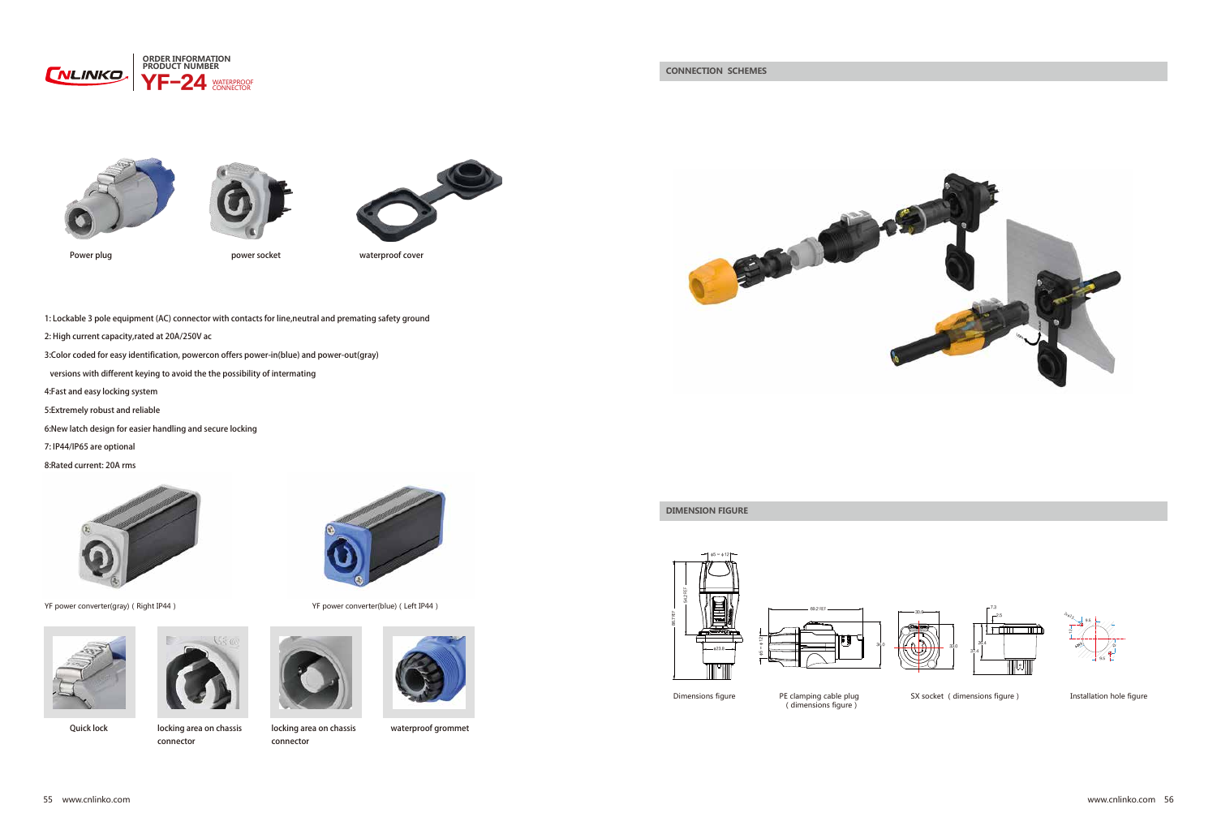# CNLINKO

**ORDER INFORMATION**
**PRODUCT NUMBER**
**YF-24** WATERPROOF CONNECTOR

Power plug

power socket

waterproof cover

1: Lockable 3 pole equipment (AC) connector with contacts for line,neutral and premating safety ground

2: High current capacity,rated at 20A/250V ac

3:Color coded for easy identification, powercon offers power-in(blue) and power-out(gray)

versions with different keying to avoid the the possibility of intermating

4:Fast and easy locking system

5:Extremely robust and reliable

6:New latch design for easier handling and secure locking

7: IP44/IP65 are optional

8:Rated current: 20A rms

YF power converter(gray) ( Right IP44 )

YF power converter(blue) ( Left IP44 )

Quick lock

locking area on chassis connector

locking area on chassis connector

waterproof grommet

## CONNECTION SCHEMES

## DIMENSION FIGURE

Dimensions figure

PE clamping cable plug ( dimensions figure )

SX socket ( dimensions figure )

Installation hole figure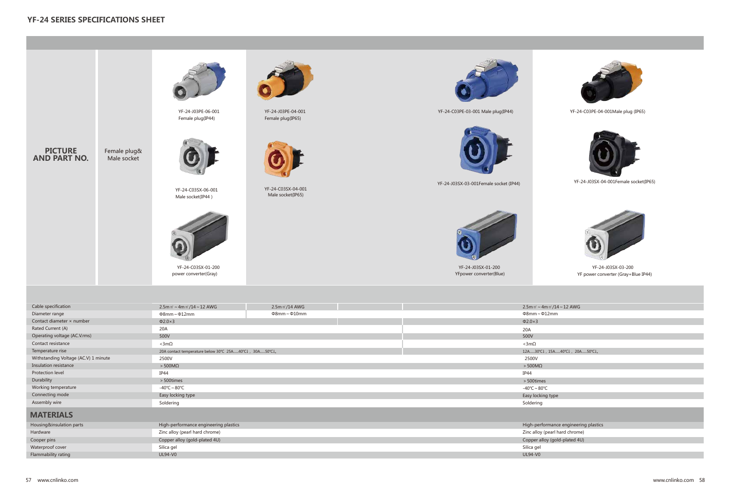## YF-24 SERIES SPECIFICATIONS SHEET

| | | | | | |
|---|---|---|---|---|---|
| **PICTURE AND PART NO.** | Female plug& Male socket | YF-24-J03PE-06-001 Female plug(IP44) | YF-24-J03PE-04-001 Female plug(IP65) | YF-24-C03PE-03-001 Male plug(IP44) | YF-24-C03PE-04-001Male plug (IP65) |
| | | YF-24-C03SX-06-001 Male socket(IP44 ) | YF-24-C03SX-04-001 Male socket(IP65) | YF-24-J03SX-03-001Female socket (IP44) | YF-24-J03SX-04-001Female socket(IP65) |
| | | YF-24-C03SX-01-200 power converter(Gray) | | YF-24-J03SX-01-200 YFpower converter(Blue) | YF-24-J03SX-03-200 YF power converter (Gray+Blue IP44) |

| | | | |
|---|---|---|---|
| Cable specification | 2.5m㎡~4m㎡/14~12 AWG | 2.5m㎡/14 AWG | 2.5m㎡~4m㎡/14~12 AWG |
| Diameter range | Φ8mm~Φ12mm | Φ8mm~Φ10mm | Φ8mm~Φ12mm |
| Contact diameter × number | Φ2.0×3 | | Φ2.0×3 |
| Rated Current (A) | 20A | | 20A |
| Operating voltage (AC.V.rms) | 500V | | 500V |
| Contact resistance | <3mΩ | | <3mΩ |
| Temperature rise | 20A contact temperature below 30℃ 25A.....40℃↓, 30A.....50℃↓, | | 12A.....30℃↓, 15A.....40℃↓, 20A.....50℃↓, |
| Withstanding Voltage (AC.V) 1 minute | 2500V | | 2500V |
| Insulation resistance | >500MΩ | | >500MΩ |
| Protection level | IP44 | | IP44 |
| Durability | >500times | | >500times |
| Working temperature | -40℃~80℃ | | -40℃~80℃ |
| Connecting mode | Easy locking type | | Easy locking type |
| Assembly wire | Soldering | | Soldering |

## MATERIALS

| | | |
|---|---|---|
| Housing&insulation parts | High-performance engineering plastics | High-performance engineering plastics |
| Hardware | Zinc alloy (pearl hard chrome) | Zinc alloy (pearl hard chrome) |
| Cooper pins | Copper alloy (gold-plated 4U) | Copper alloy (gold-plated 4U) |
| Waterproof cover | Silica gel | Silica gel |
| Flammability rating | UL94-V0 | UL94-V0 |